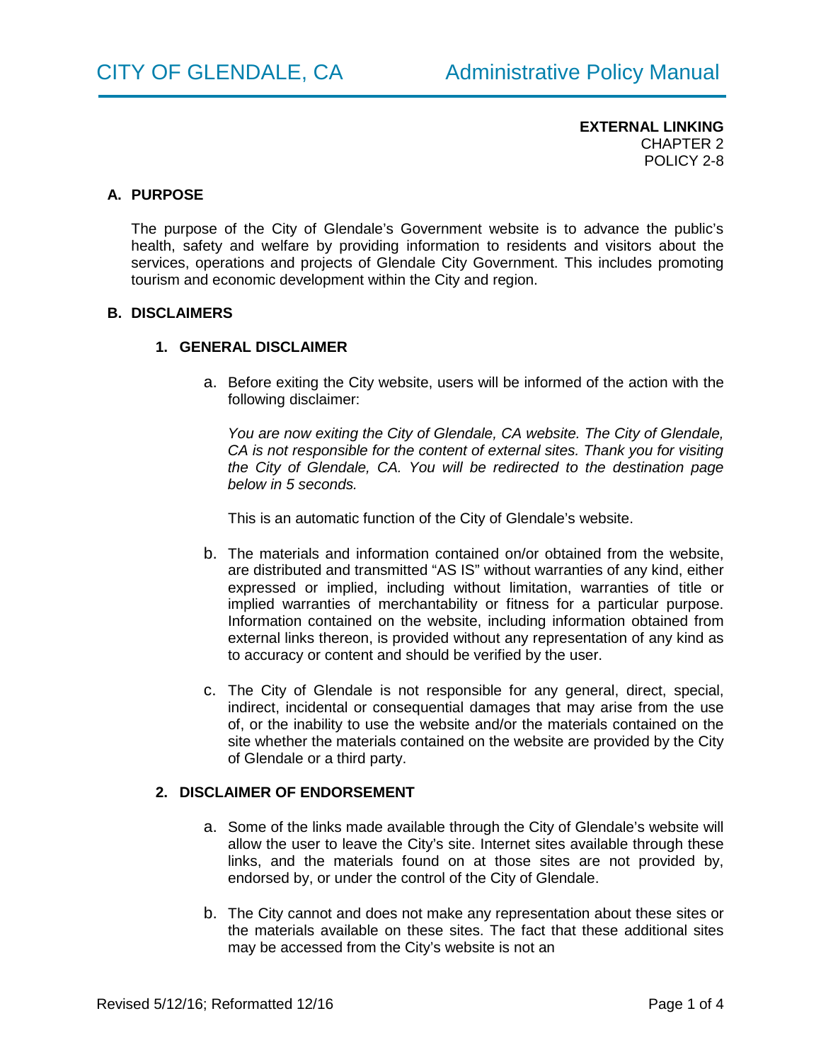# CITY OF GLENDALE, CA — Administrative Policy Manual

**EXTERNAL LINKING**
CHAPTER 2
POLICY 2-8

## A. PURPOSE

The purpose of the City of Glendale's Government website is to advance the public's health, safety and welfare by providing information to residents and visitors about the services, operations and projects of Glendale City Government. This includes promoting tourism and economic development within the City and region.

## B. DISCLAIMERS

### 1. GENERAL DISCLAIMER

a. Before exiting the City website, users will be informed of the action with the following disclaimer:

*You are now exiting the City of Glendale, CA website. The City of Glendale, CA is not responsible for the content of external sites. Thank you for visiting the City of Glendale, CA. You will be redirected to the destination page below in 5 seconds.*

This is an automatic function of the City of Glendale's website.

b. The materials and information contained on/or obtained from the website, are distributed and transmitted "AS IS" without warranties of any kind, either expressed or implied, including without limitation, warranties of title or implied warranties of merchantability or fitness for a particular purpose. Information contained on the website, including information obtained from external links thereon, is provided without any representation of any kind as to accuracy or content and should be verified by the user.

c. The City of Glendale is not responsible for any general, direct, special, indirect, incidental or consequential damages that may arise from the use of, or the inability to use the website and/or the materials contained on the site whether the materials contained on the website are provided by the City of Glendale or a third party.

### 2. DISCLAIMER OF ENDORSEMENT

a. Some of the links made available through the City of Glendale's website will allow the user to leave the City's site. Internet sites available through these links, and the materials found on at those sites are not provided by, endorsed by, or under the control of the City of Glendale.

b. The City cannot and does not make any representation about these sites or the materials available on these sites. The fact that these additional sites may be accessed from the City's website is not an

Revised 5/12/16; Reformatted 12/16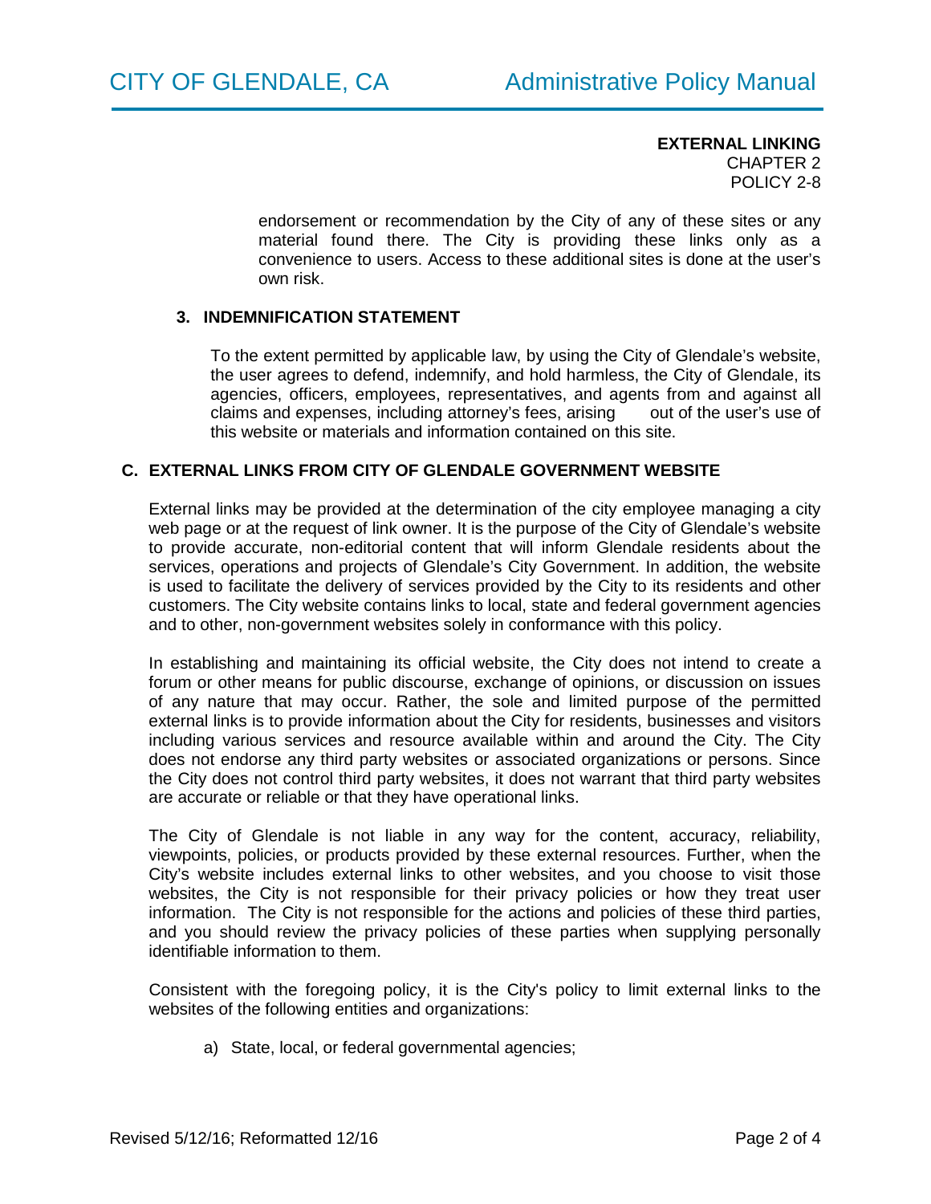endorsement or recommendation by the City of any of these sites or any material found there. The City is providing these links only as a convenience to users. Access to these additional sites is done at the user's own risk.

### 3. INDEMNIFICATION STATEMENT

To the extent permitted by applicable law, by using the City of Glendale's website, the user agrees to defend, indemnify, and hold harmless, the City of Glendale, its agencies, officers, employees, representatives, and agents from and against all claims and expenses, including attorney's fees, arising out of the user's use of this website or materials and information contained on this site.

## C. EXTERNAL LINKS FROM CITY OF GLENDALE GOVERNMENT WEBSITE

External links may be provided at the determination of the city employee managing a city web page or at the request of link owner. It is the purpose of the City of Glendale's website to provide accurate, non-editorial content that will inform Glendale residents about the services, operations and projects of Glendale's City Government. In addition, the website is used to facilitate the delivery of services provided by the City to its residents and other customers. The City website contains links to local, state and federal government agencies and to other, non-government websites solely in conformance with this policy.

In establishing and maintaining its official website, the City does not intend to create a forum or other means for public discourse, exchange of opinions, or discussion on issues of any nature that may occur. Rather, the sole and limited purpose of the permitted external links is to provide information about the City for residents, businesses and visitors including various services and resource available within and around the City. The City does not endorse any third party websites or associated organizations or persons. Since the City does not control third party websites, it does not warrant that third party websites are accurate or reliable or that they have operational links.

The City of Glendale is not liable in any way for the content, accuracy, reliability, viewpoints, policies, or products provided by these external resources. Further, when the City's website includes external links to other websites, and you choose to visit those websites, the City is not responsible for their privacy policies or how they treat user information. The City is not responsible for the actions and policies of these third parties, and you should review the privacy policies of these parties when supplying personally identifiable information to them.

Consistent with the foregoing policy, it is the City's policy to limit external links to the websites of the following entities and organizations:

a) State, local, or federal governmental agencies;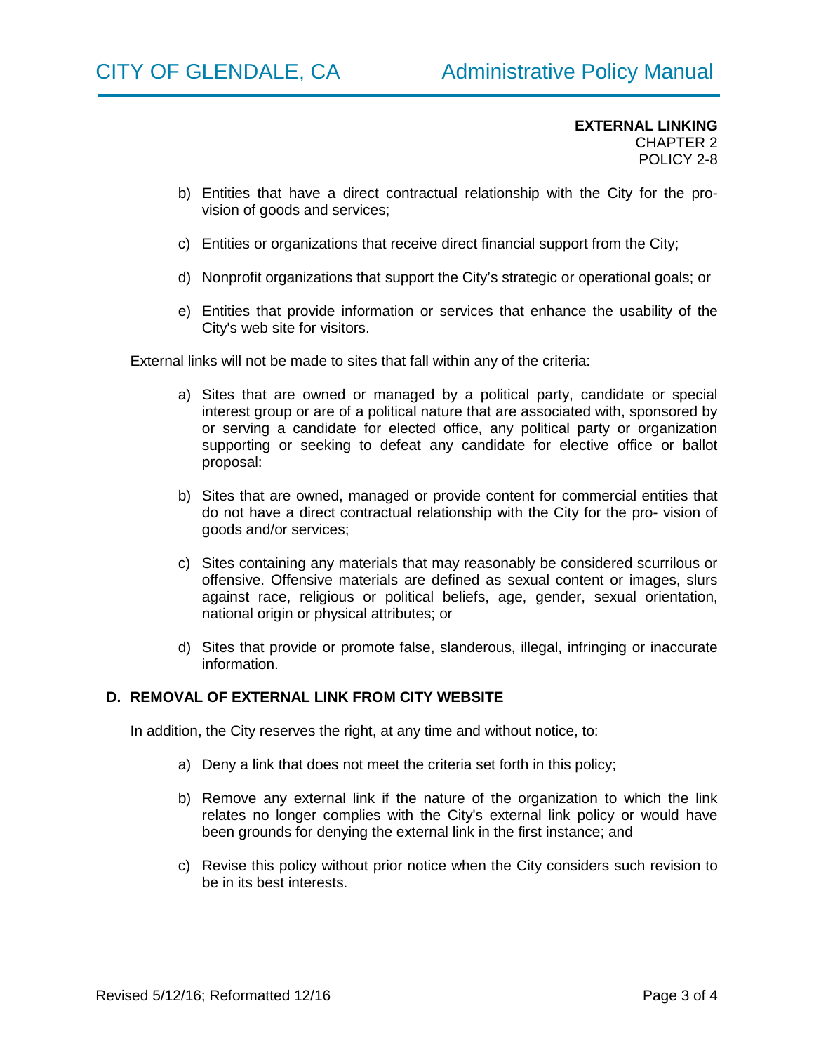b) Entities that have a direct contractual relationship with the City for the provision of goods and services;

c) Entities or organizations that receive direct financial support from the City;

d) Nonprofit organizations that support the City's strategic or operational goals; or

e) Entities that provide information or services that enhance the usability of the City's web site for visitors.

External links will not be made to sites that fall within any of the criteria:

a) Sites that are owned or managed by a political party, candidate or special interest group or are of a political nature that are associated with, sponsored by or serving a candidate for elected office, any political party or organization supporting or seeking to defeat any candidate for elective office or ballot proposal:

b) Sites that are owned, managed or provide content for commercial entities that do not have a direct contractual relationship with the City for the pro- vision of goods and/or services;

c) Sites containing any materials that may reasonably be considered scurrilous or offensive. Offensive materials are defined as sexual content or images, slurs against race, religious or political beliefs, age, gender, sexual orientation, national origin or physical attributes; or

d) Sites that provide or promote false, slanderous, illegal, infringing or inaccurate information.

## D. REMOVAL OF EXTERNAL LINK FROM CITY WEBSITE

In addition, the City reserves the right, at any time and without notice, to:

a) Deny a link that does not meet the criteria set forth in this policy;

b) Remove any external link if the nature of the organization to which the link relates no longer complies with the City's external link policy or would have been grounds for denying the external link in the first instance; and

c) Revise this policy without prior notice when the City considers such revision to be in its best interests.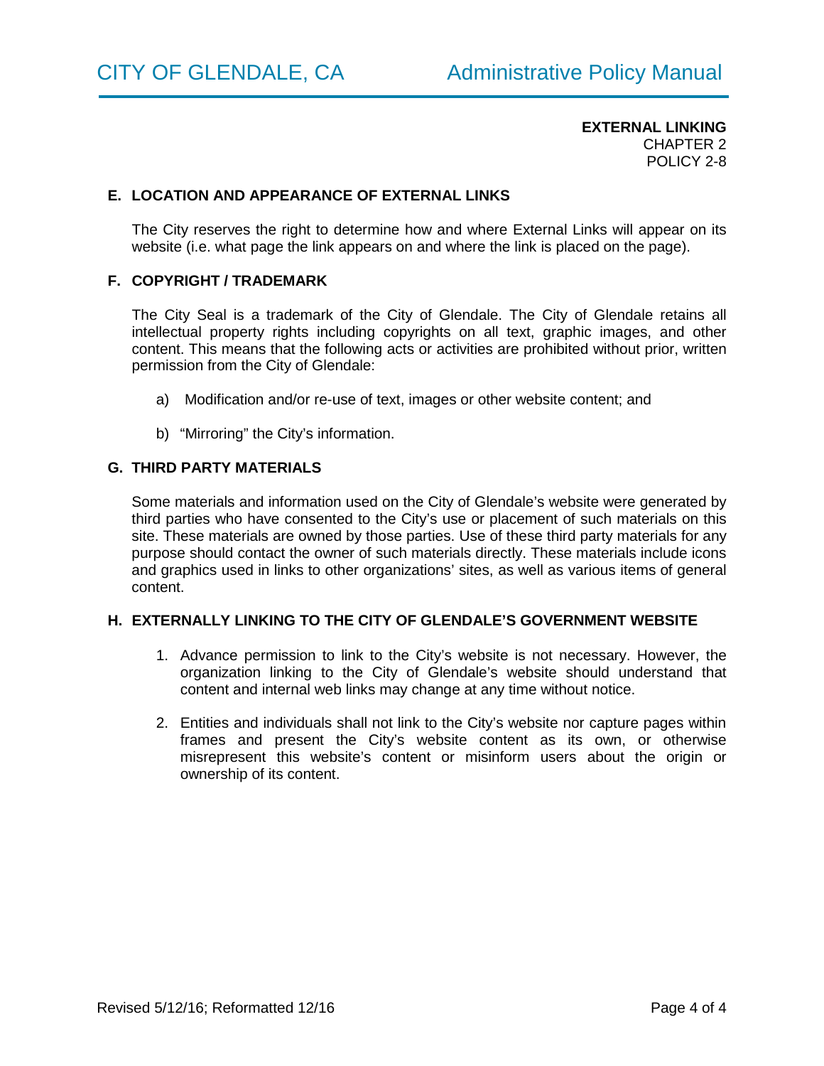**EXTERNAL LINKING**
CHAPTER 2
POLICY 2-8

### E. LOCATION AND APPEARANCE OF EXTERNAL LINKS

The City reserves the right to determine how and where External Links will appear on its website (i.e. what page the link appears on and where the link is placed on the page).

### F. COPYRIGHT / TRADEMARK

The City Seal is a trademark of the City of Glendale. The City of Glendale retains all intellectual property rights including copyrights on all text, graphic images, and other content. This means that the following acts or activities are prohibited without prior, written permission from the City of Glendale:

a) Modification and/or re-use of text, images or other website content; and

b) "Mirroring" the City's information.

### G. THIRD PARTY MATERIALS

Some materials and information used on the City of Glendale's website were generated by third parties who have consented to the City's use or placement of such materials on this site. These materials are owned by those parties. Use of these third party materials for any purpose should contact the owner of such materials directly. These materials include icons and graphics used in links to other organizations' sites, as well as various items of general content.

### H. EXTERNALLY LINKING TO THE CITY OF GLENDALE'S GOVERNMENT WEBSITE

1. Advance permission to link to the City's website is not necessary. However, the organization linking to the City of Glendale's website should understand that content and internal web links may change at any time without notice.

2. Entities and individuals shall not link to the City's website nor capture pages within frames and present the City's website content as its own, or otherwise misrepresent this website's content or misinform users about the origin or ownership of its content.